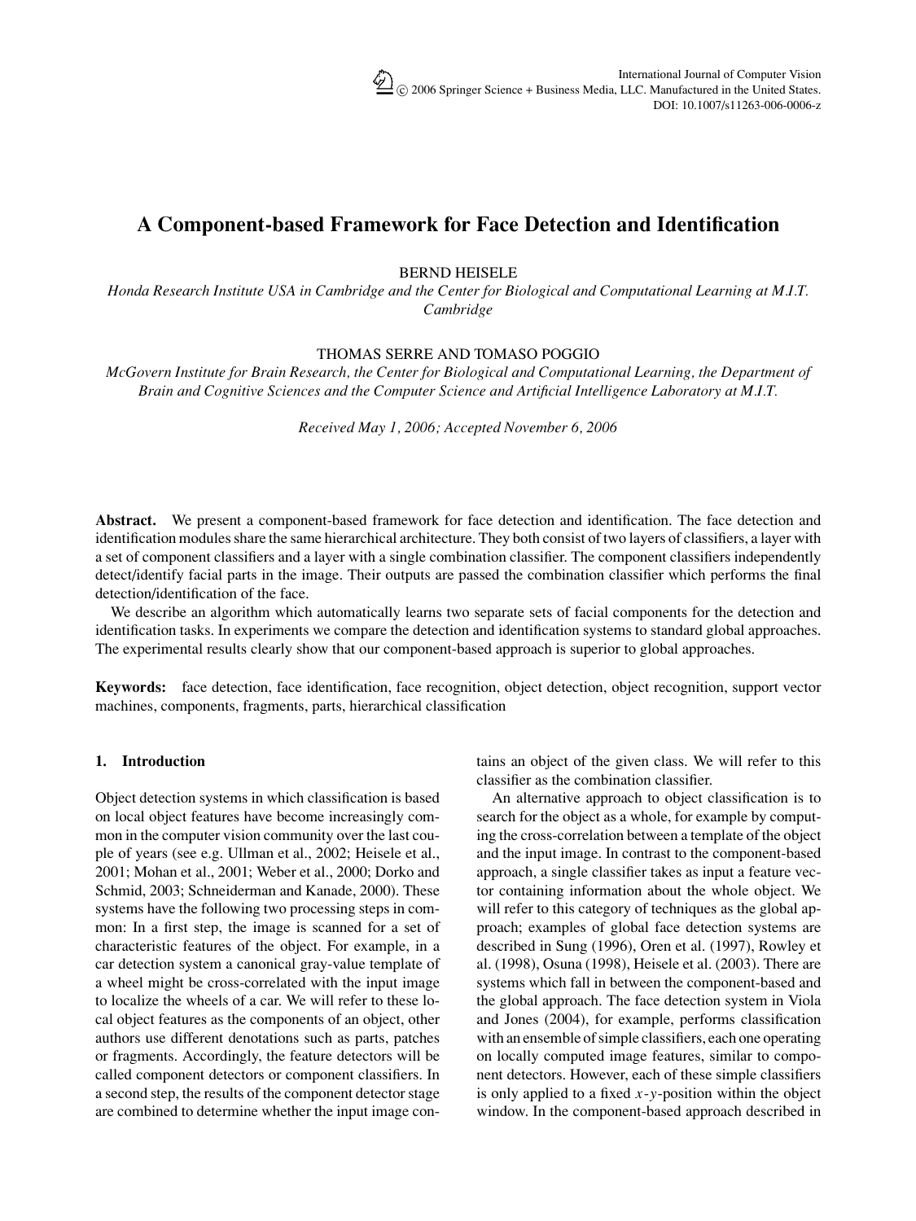# A Component-based Framework for Face Detection and Identification

BERND HEISELE

*Honda Research Institute USA in Cambridge and the Center for Biological and Computational Learning at M.I.T. Cambridge*

THOMAS SERRE AND TOMASO POGGIO

*McGovern Institute for Brain Research, the Center for Biological and Computational Learning, the Department of Brain and Cognitive Sciences and the Computer Science and Artificial Intelligence Laboratory at M.I.T.*

*Received May 1, 2006; Accepted November 6, 2006*

**Abstract.** We present a component-based framework for face detection and identification. The face detection and identification modules share the same hierarchical architecture. They both consist of two layers of classifiers, a layer with a set of component classifiers and a layer with a single combination classifier. The component classifiers independently detect/identify facial parts in the image. Their outputs are passed the combination classifier which performs the final detection/identification of the face.

We describe an algorithm which automatically learns two separate sets of facial components for the detection and identification tasks. In experiments we compare the detection and identification systems to standard global approaches. The experimental results clearly show that our component-based approach is superior to global approaches.

**Keywords:** face detection, face identification, face recognition, object detection, object recognition, support vector machines, components, fragments, parts, hierarchical classification

## 1. Introduction

Object detection systems in which classification is based on local object features have become increasingly common in the computer vision community over the last couple of years (see e.g. Ullman et al., 2002; Heisele et al., 2001; Mohan et al., 2001; Weber et al., 2000; Dorko and Schmid, 2003; Schneiderman and Kanade, 2000). These systems have the following two processing steps in common: In a first step, the image is scanned for a set of characteristic features of the object. For example, in a car detection system a canonical gray-value template of a wheel might be cross-correlated with the input image to localize the wheels of a car. We will refer to these local object features as the components of an object, other authors use different denotations such as parts, patches or fragments. Accordingly, the feature detectors will be called component detectors or component classifiers. In a second step, the results of the component detector stage are combined to determine whether the input image contains an object of the given class. We will refer to this classifier as the combination classifier.

An alternative approach to object classification is to search for the object as a whole, for example by computing the cross-correlation between a template of the object and the input image. In contrast to the component-based approach, a single classifier takes as input a feature vector containing information about the whole object. We will refer to this category of techniques as the global approach; examples of global face detection systems are described in Sung (1996), Oren et al. (1997), Rowley et al. (1998), Osuna (1998), Heisele et al. (2003). There are systems which fall in between the component-based and the global approach. The face detection system in Viola and Jones (2004), for example, performs classification with an ensemble of simple classifiers, each one operating on locally computed image features, similar to component detectors. However, each of these simple classifiers is only applied to a fixed $x$-$y$-position within the object window. In the component-based approach described in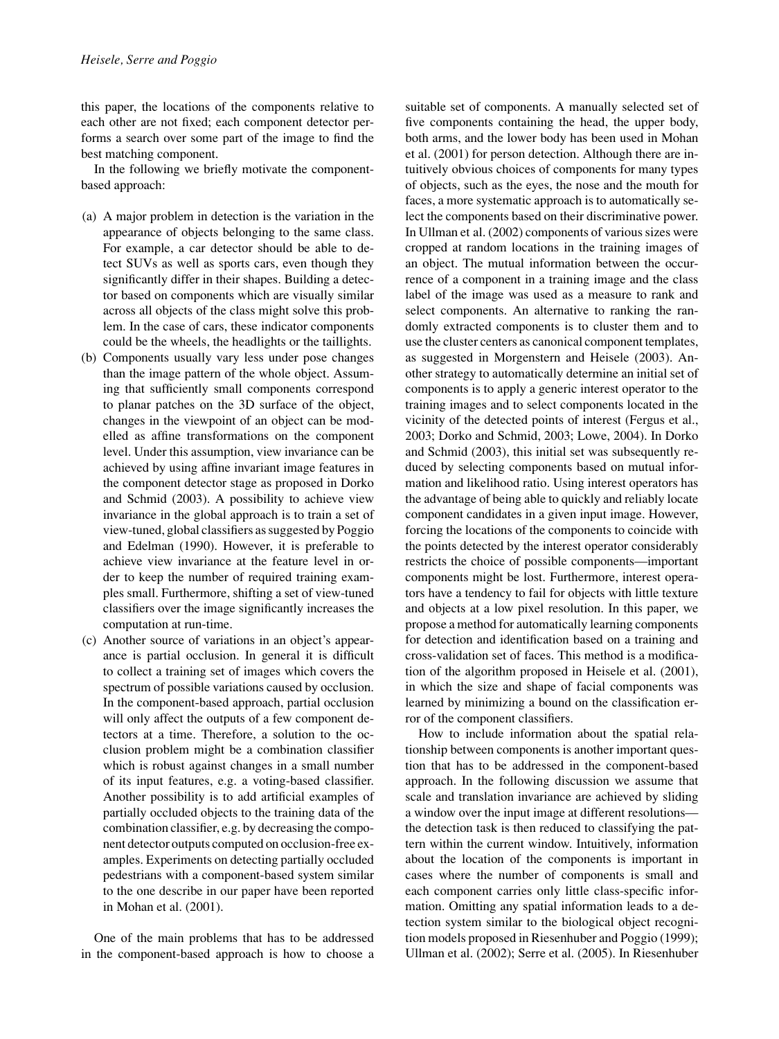this paper, the locations of the components relative to each other are not fixed; each component detector performs a search over some part of the image to find the best matching component.

In the following we briefly motivate the component-based approach:

(a) A major problem in detection is the variation in the appearance of objects belonging to the same class. For example, a car detector should be able to detect SUVs as well as sports cars, even though they significantly differ in their shapes. Building a detector based on components which are visually similar across all objects of the class might solve this problem. In the case of cars, these indicator components could be the wheels, the headlights or the taillights.

(b) Components usually vary less under pose changes than the image pattern of the whole object. Assuming that sufficiently small components correspond to planar patches on the 3D surface of the object, changes in the viewpoint of an object can be modelled as affine transformations on the component level. Under this assumption, view invariance can be achieved by using affine invariant image features in the component detector stage as proposed in Dorko and Schmid (2003). A possibility to achieve view invariance in the global approach is to train a set of view-tuned, global classifiers as suggested by Poggio and Edelman (1990). However, it is preferable to achieve view invariance at the feature level in order to keep the number of required training examples small. Furthermore, shifting a set of view-tuned classifiers over the image significantly increases the computation at run-time.

(c) Another source of variations in an object's appearance is partial occlusion. In general it is difficult to collect a training set of images which covers the spectrum of possible variations caused by occlusion. In the component-based approach, partial occlusion will only affect the outputs of a few component detectors at a time. Therefore, a solution to the occlusion problem might be a combination classifier which is robust against changes in a small number of its input features, e.g. a voting-based classifier. Another possibility is to add artificial examples of partially occluded objects to the training data of the combination classifier, e.g. by decreasing the component detector outputs computed on occlusion-free examples. Experiments on detecting partially occluded pedestrians with a component-based system similar to the one describe in our paper have been reported in Mohan et al. (2001).

One of the main problems that has to be addressed in the component-based approach is how to choose a suitable set of components. A manually selected set of five components containing the head, the upper body, both arms, and the lower body has been used in Mohan et al. (2001) for person detection. Although there are intuitively obvious choices of components for many types of objects, such as the eyes, the nose and the mouth for faces, a more systematic approach is to automatically select the components based on their discriminative power. In Ullman et al. (2002) components of various sizes were cropped at random locations in the training images of an object. The mutual information between the occurrence of a component in a training image and the class label of the image was used as a measure to rank and select components. An alternative to ranking the randomly extracted components is to cluster them and to use the cluster centers as canonical component templates, as suggested in Morgenstern and Heisele (2003). Another strategy to automatically determine an initial set of components is to apply a generic interest operator to the training images and to select components located in the vicinity of the detected points of interest (Fergus et al., 2003; Dorko and Schmid, 2003; Lowe, 2004). In Dorko and Schmid (2003), this initial set was subsequently reduced by selecting components based on mutual information and likelihood ratio. Using interest operators has the advantage of being able to quickly and reliably locate component candidates in a given input image. However, forcing the locations of the components to coincide with the points detected by the interest operator considerably restricts the choice of possible components—important components might be lost. Furthermore, interest operators have a tendency to fail for objects with little texture and objects at a low pixel resolution. In this paper, we propose a method for automatically learning components for detection and identification based on a training and cross-validation set of faces. This method is a modification of the algorithm proposed in Heisele et al. (2001), in which the size and shape of facial components was learned by minimizing a bound on the classification error of the component classifiers.

How to include information about the spatial relationship between components is another important question that has to be addressed in the component-based approach. In the following discussion we assume that scale and translation invariance are achieved by sliding a window over the input image at different resolutions—the detection task is then reduced to classifying the pattern within the current window. Intuitively, information about the location of the components is important in cases where the number of components is small and each component carries only little class-specific information. Omitting any spatial information leads to a detection system similar to the biological object recognition models proposed in Riesenhuber and Poggio (1999); Ullman et al. (2002); Serre et al. (2005). In Riesenhuber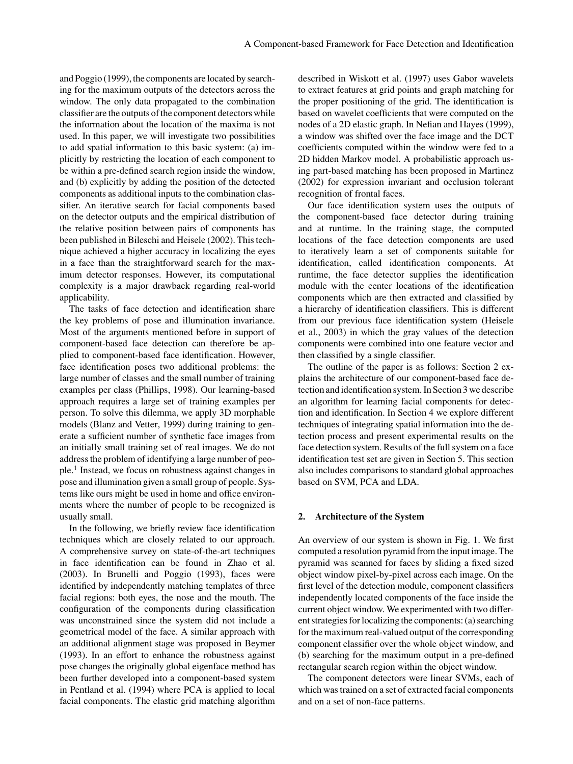and Poggio (1999), the components are located by searching for the maximum outputs of the detectors across the window. The only data propagated to the combination classifier are the outputs of the component detectors while the information about the location of the maxima is not used. In this paper, we will investigate two possibilities to add spatial information to this basic system: (a) implicitly by restricting the location of each component to be within a pre-defined search region inside the window, and (b) explicitly by adding the position of the detected components as additional inputs to the combination classifier. An iterative search for facial components based on the detector outputs and the empirical distribution of the relative position between pairs of components has been published in Bileschi and Heisele (2002). This technique achieved a higher accuracy in localizing the eyes in a face than the straightforward search for the maximum detector responses. However, its computational complexity is a major drawback regarding real-world applicability.

The tasks of face detection and identification share the key problems of pose and illumination invariance. Most of the arguments mentioned before in support of component-based face detection can therefore be applied to component-based face identification. However, face identification poses two additional problems: the large number of classes and the small number of training examples per class (Phillips, 1998). Our learning-based approach requires a large set of training examples per person. To solve this dilemma, we apply 3D morphable models (Blanz and Vetter, 1999) during training to generate a sufficient number of synthetic face images from an initially small training set of real images. We do not address the problem of identifying a large number of people.[1] Instead, we focus on robustness against changes in pose and illumination given a small group of people. Systems like ours might be used in home and office environments where the number of people to be recognized is usually small.

In the following, we briefly review face identification techniques which are closely related to our approach. A comprehensive survey on state-of-the-art techniques in face identification can be found in Zhao et al. (2003). In Brunelli and Poggio (1993), faces were identified by independently matching templates of three facial regions: both eyes, the nose and the mouth. The configuration of the components during classification was unconstrained since the system did not include a geometrical model of the face. A similar approach with an additional alignment stage was proposed in Beymer (1993). In an effort to enhance the robustness against pose changes the originally global eigenface method has been further developed into a component-based system in Pentland et al. (1994) where PCA is applied to local facial components. The elastic grid matching algorithm described in Wiskott et al. (1997) uses Gabor wavelets to extract features at grid points and graph matching for the proper positioning of the grid. The identification is based on wavelet coefficients that were computed on the nodes of a 2D elastic graph. In Nefian and Hayes (1999), a window was shifted over the face image and the DCT coefficients computed within the window were fed to a 2D hidden Markov model. A probabilistic approach using part-based matching has been proposed in Martinez (2002) for expression invariant and occlusion tolerant recognition of frontal faces.

Our face identification system uses the outputs of the component-based face detector during training and at runtime. In the training stage, the computed locations of the face detection components are used to iteratively learn a set of components suitable for identification, called identification components. At runtime, the face detector supplies the identification module with the center locations of the identification components which are then extracted and classified by a hierarchy of identification classifiers. This is different from our previous face identification system (Heisele et al., 2003) in which the gray values of the detection components were combined into one feature vector and then classified by a single classifier.

The outline of the paper is as follows: Section 2 explains the architecture of our component-based face detection and identification system. In Section 3 we describe an algorithm for learning facial components for detection and identification. In Section 4 we explore different techniques of integrating spatial information into the detection process and present experimental results on the face detection system. Results of the full system on a face identification test set are given in Section 5. This section also includes comparisons to standard global approaches based on SVM, PCA and LDA.

## 2. Architecture of the System

An overview of our system is shown in Fig. 1. We first computed a resolution pyramid from the input image. The pyramid was scanned for faces by sliding a fixed sized object window pixel-by-pixel across each image. On the first level of the detection module, component classifiers independently located components of the face inside the current object window. We experimented with two different strategies for localizing the components: (a) searching for the maximum real-valued output of the corresponding component classifier over the whole object window, and (b) searching for the maximum output in a pre-defined rectangular search region within the object window.

The component detectors were linear SVMs, each of which was trained on a set of extracted facial components and on a set of non-face patterns.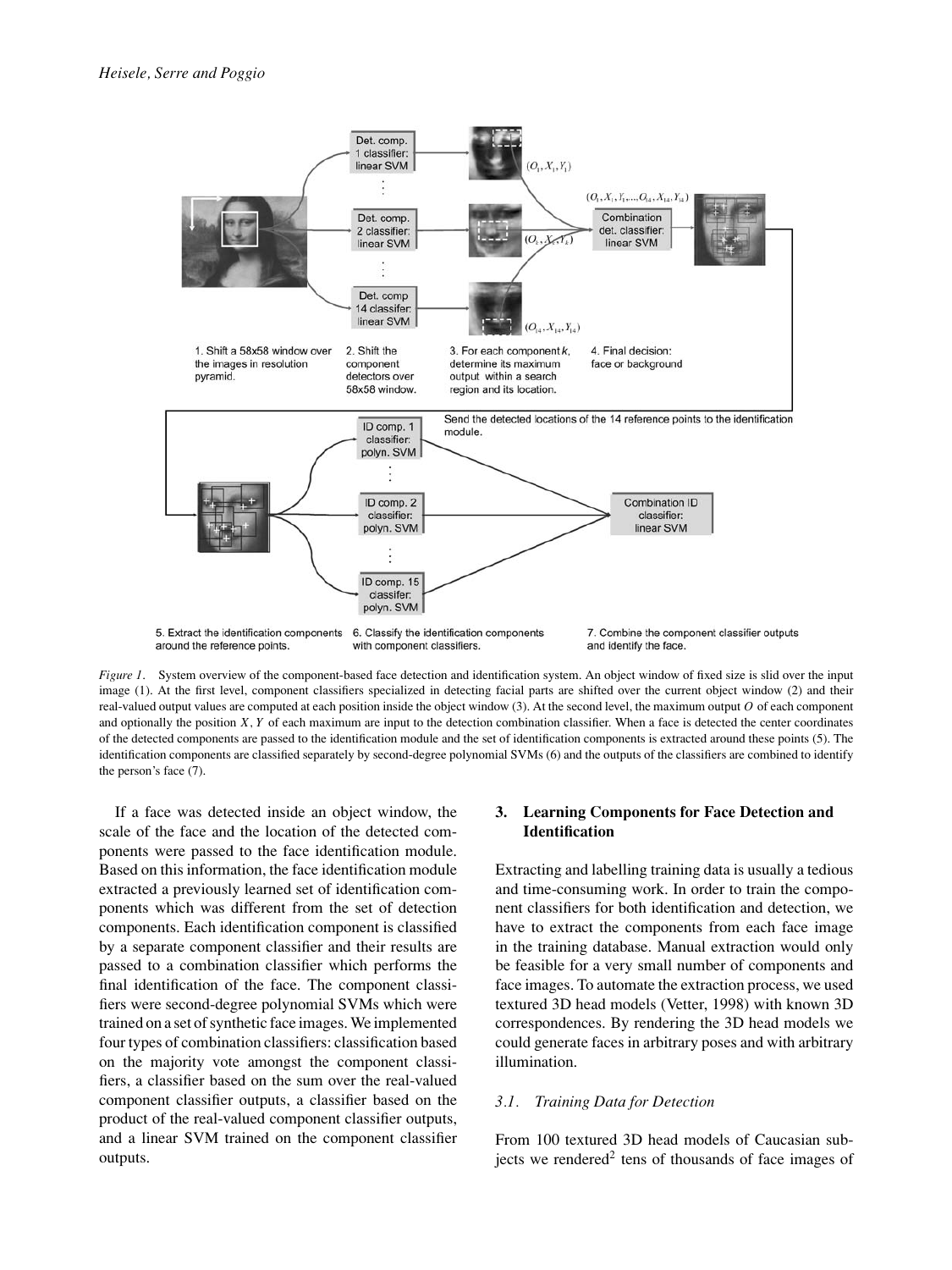*Figure 1*. System overview of the component-based face detection and identification system. An object window of fixed size is slid over the input image (1). At the first level, component classifiers specialized in detecting facial parts are shifted over the current object window (2) and their real-valued output values are computed at each position inside the object window (3). At the second level, the maximum output $O$ of each component and optionally the position $X, Y$ of each maximum are input to the detection combination classifier. When a face is detected the center coordinates of the detected components are passed to the identification module and the set of identification components is extracted around these points (5). The identification components are classified separately by second-degree polynomial SVMs (6) and the outputs of the classifiers are combined to identify the person's face (7).

If a face was detected inside an object window, the scale of the face and the location of the detected components were passed to the face identification module. Based on this information, the face identification module extracted a previously learned set of identification components which was different from the set of detection components. Each identification component is classified by a separate component classifier and their results are passed to a combination classifier which performs the final identification of the face. The component classifiers were second-degree polynomial SVMs which were trained on a set of synthetic face images. We implemented four types of combination classifiers: classification based on the majority vote amongst the component classifiers, a classifier based on the sum over the real-valued component classifier outputs, a classifier based on the product of the real-valued component classifier outputs, and a linear SVM trained on the component classifier outputs.

## 3. Learning Components for Face Detection and Identification

Extracting and labelling training data is usually a tedious and time-consuming work. In order to train the component classifiers for both identification and detection, we have to extract the components from each face image in the training database. Manual extraction would only be feasible for a very small number of components and face images. To automate the extraction process, we used textured 3D head models (Vetter, 1998) with known 3D correspondences. By rendering the 3D head models we could generate faces in arbitrary poses and with arbitrary illumination.

### *3.1. Training Data for Detection*

From 100 textured 3D head models of Caucasian subjects we rendered[2] tens of thousands of face images of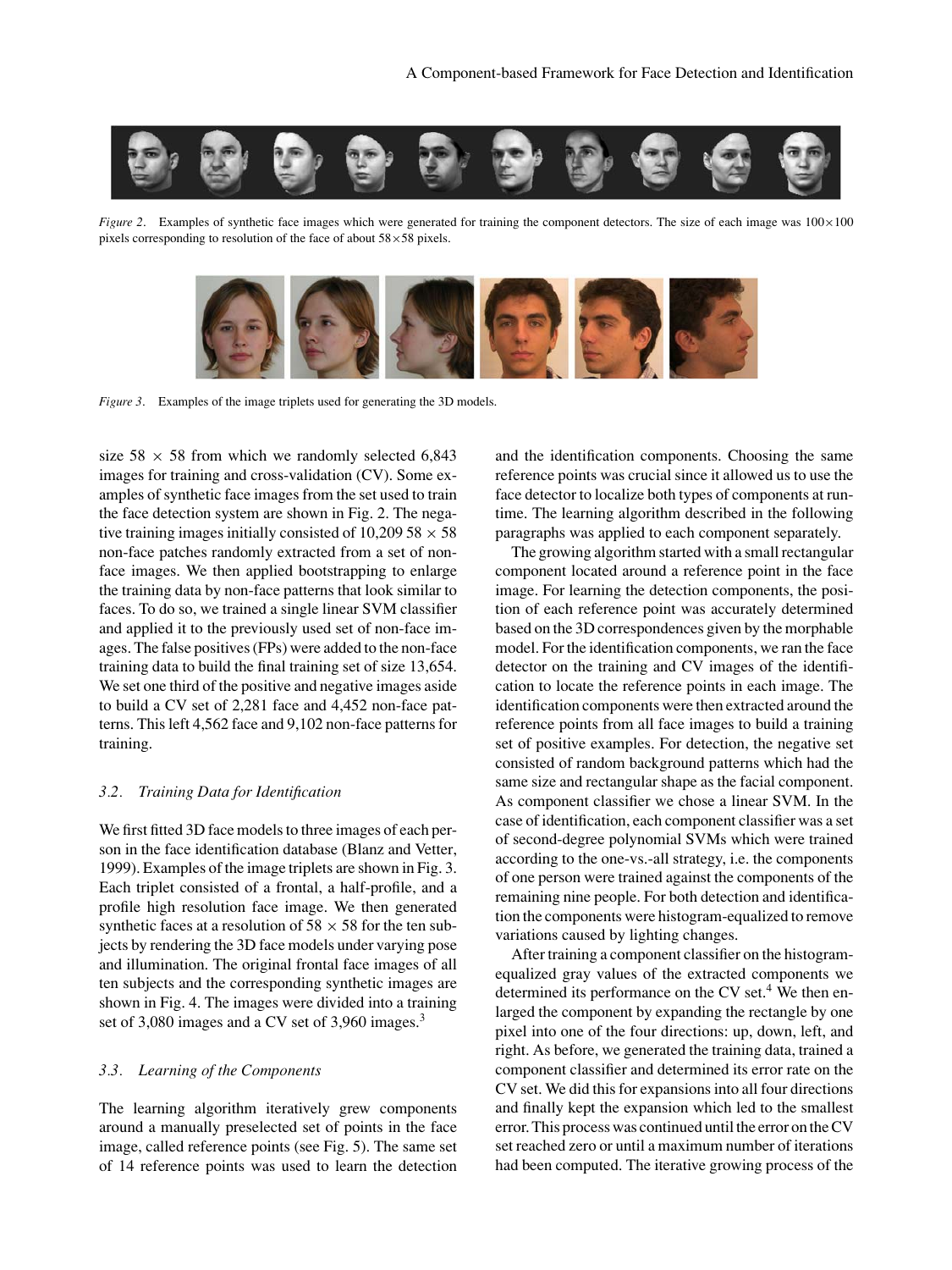*Figure 2*. Examples of synthetic face images which were generated for training the component detectors. The size of each image was $100\times100$ pixels corresponding to resolution of the face of about $58\times58$ pixels.

*Figure 3*. Examples of the image triplets used for generating the 3D models.

size $58 \times 58$ from which we randomly selected 6,843 images for training and cross-validation (CV). Some examples of synthetic face images from the set used to train the face detection system are shown in Fig. 2. The negative training images initially consisted of 10,209 $58 \times 58$ non-face patches randomly extracted from a set of non-face images. We then applied bootstrapping to enlarge the training data by non-face patterns that look similar to faces. To do so, we trained a single linear SVM classifier and applied it to the previously used set of non-face images. The false positives (FPs) were added to the non-face training data to build the final training set of size 13,654. We set one third of the positive and negative images aside to build a CV set of 2,281 face and 4,452 non-face patterns. This left 4,562 face and 9,102 non-face patterns for training.

### 3.2. *Training Data for Identification*

We first fitted 3D face models to three images of each person in the face identification database (Blanz and Vetter, 1999). Examples of the image triplets are shown in Fig. 3. Each triplet consisted of a frontal, a half-profile, and a profile high resolution face image. We then generated synthetic faces at a resolution of $58 \times 58$ for the ten subjects by rendering the 3D face models under varying pose and illumination. The original frontal face images of all ten subjects and the corresponding synthetic images are shown in Fig. 4. The images were divided into a training set of 3,080 images and a CV set of 3,960 images.[3]

### 3.3. *Learning of the Components*

The learning algorithm iteratively grew components around a manually preselected set of points in the face image, called reference points (see Fig. 5). The same set of 14 reference points was used to learn the detection and the identification components. Choosing the same reference points was crucial since it allowed us to use the face detector to localize both types of components at runtime. The learning algorithm described in the following paragraphs was applied to each component separately.

The growing algorithm started with a small rectangular component located around a reference point in the face image. For learning the detection components, the position of each reference point was accurately determined based on the 3D correspondences given by the morphable model. For the identification components, we ran the face detector on the training and CV images of the identification to locate the reference points in each image. The identification components were then extracted around the reference points from all face images to build a training set of positive examples. For detection, the negative set consisted of random background patterns which had the same size and rectangular shape as the facial component. As component classifier we chose a linear SVM. In the case of identification, each component classifier was a set of second-degree polynomial SVMs which were trained according to the one-vs.-all strategy, i.e. the components of one person were trained against the components of the remaining nine people. For both detection and identification the components were histogram-equalized to remove variations caused by lighting changes.

After training a component classifier on the histogram-equalized gray values of the extracted components we determined its performance on the CV set.[4] We then enlarged the component by expanding the rectangle by one pixel into one of the four directions: up, down, left, and right. As before, we generated the training data, trained a component classifier and determined its error rate on the CV set. We did this for expansions into all four directions and finally kept the expansion which led to the smallest error. This process was continued until the error on the CV set reached zero or until a maximum number of iterations had been computed. The iterative growing process of the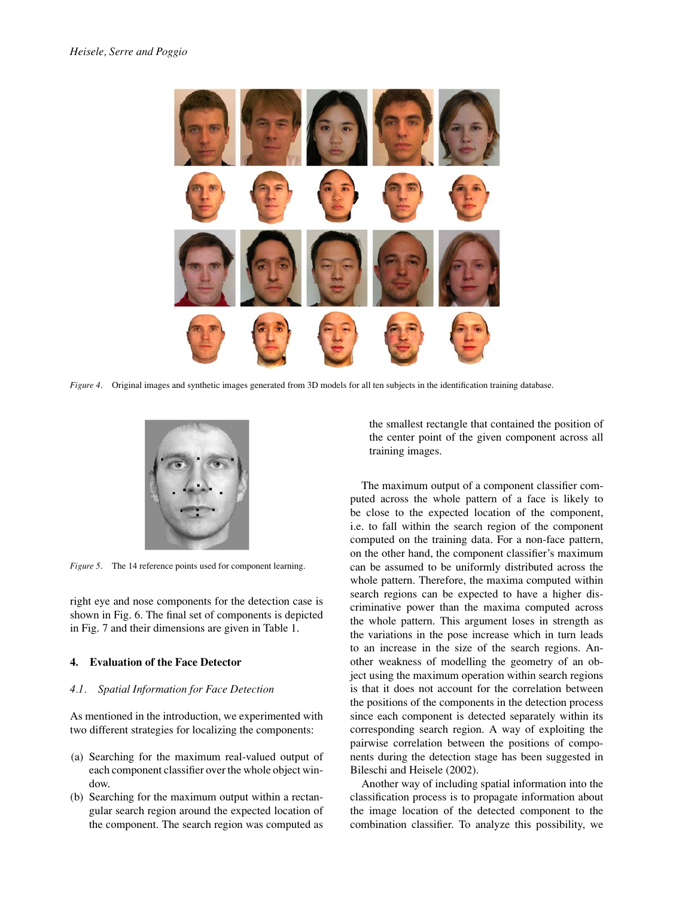*Figure 4*. Original images and synthetic images generated from 3D models for all ten subjects in the identification training database.

*Figure 5*. The 14 reference points used for component learning.

right eye and nose components for the detection case is shown in Fig. 6. The final set of components is depicted in Fig. 7 and their dimensions are given in Table 1.

## 4. Evaluation of the Face Detector

### *4.1. Spatial Information for Face Detection*

As mentioned in the introduction, we experimented with two different strategies for localizing the components:

(a) Searching for the maximum real-valued output of each component classifier over the whole object window.
(b) Searching for the maximum output within a rectangular search region around the expected location of the component. The search region was computed as the smallest rectangle that contained the position of the center point of the given component across all training images.

The maximum output of a component classifier computed across the whole pattern of a face is likely to be close to the expected location of the component, i.e. to fall within the search region of the component computed on the training data. For a non-face pattern, on the other hand, the component classifier's maximum can be assumed to be uniformly distributed across the whole pattern. Therefore, the maxima computed within search regions can be expected to have a higher discriminative power than the maxima computed across the whole pattern. This argument loses in strength as the variations in the pose increase which in turn leads to an increase in the size of the search regions. Another weakness of modelling the geometry of an object using the maximum operation within search regions is that it does not account for the correlation between the positions of the components in the detection process since each component is detected separately within its corresponding search region. A way of exploiting the pairwise correlation between the positions of components during the detection stage has been suggested in Bileschi and Heisele (2002).

Another way of including spatial information into the classification process is to propagate information about the image location of the detected component to the combination classifier. To analyze this possibility, we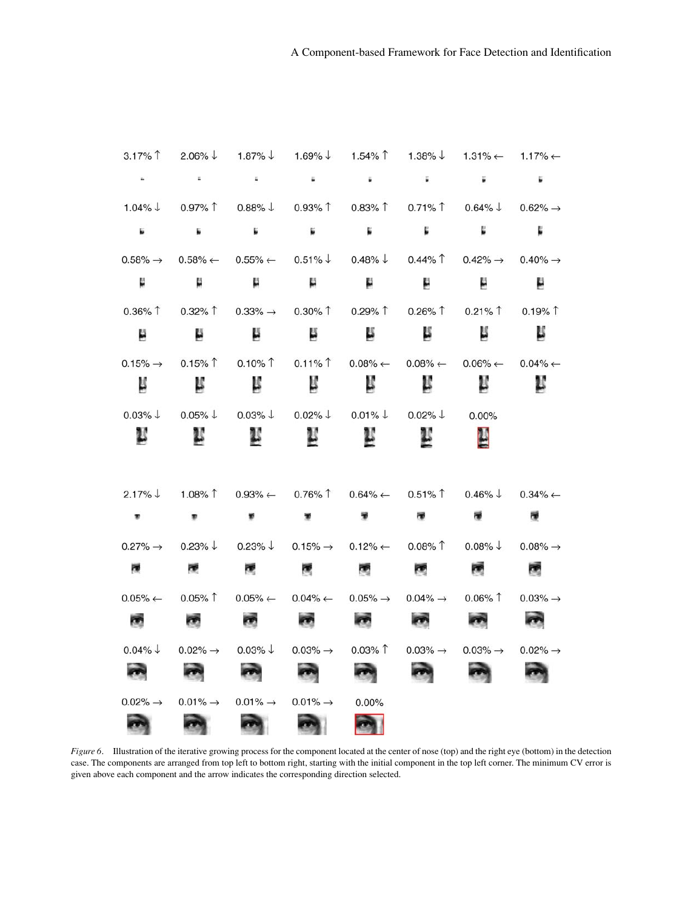*Figure 6*. Illustration of the iterative growing process for the component located at the center of nose (top) and the right eye (bottom) in the detection case. The components are arranged from top left to bottom right, starting with the initial component in the top left corner. The minimum CV error is given above each component and the arrow indicates the corresponding direction selected.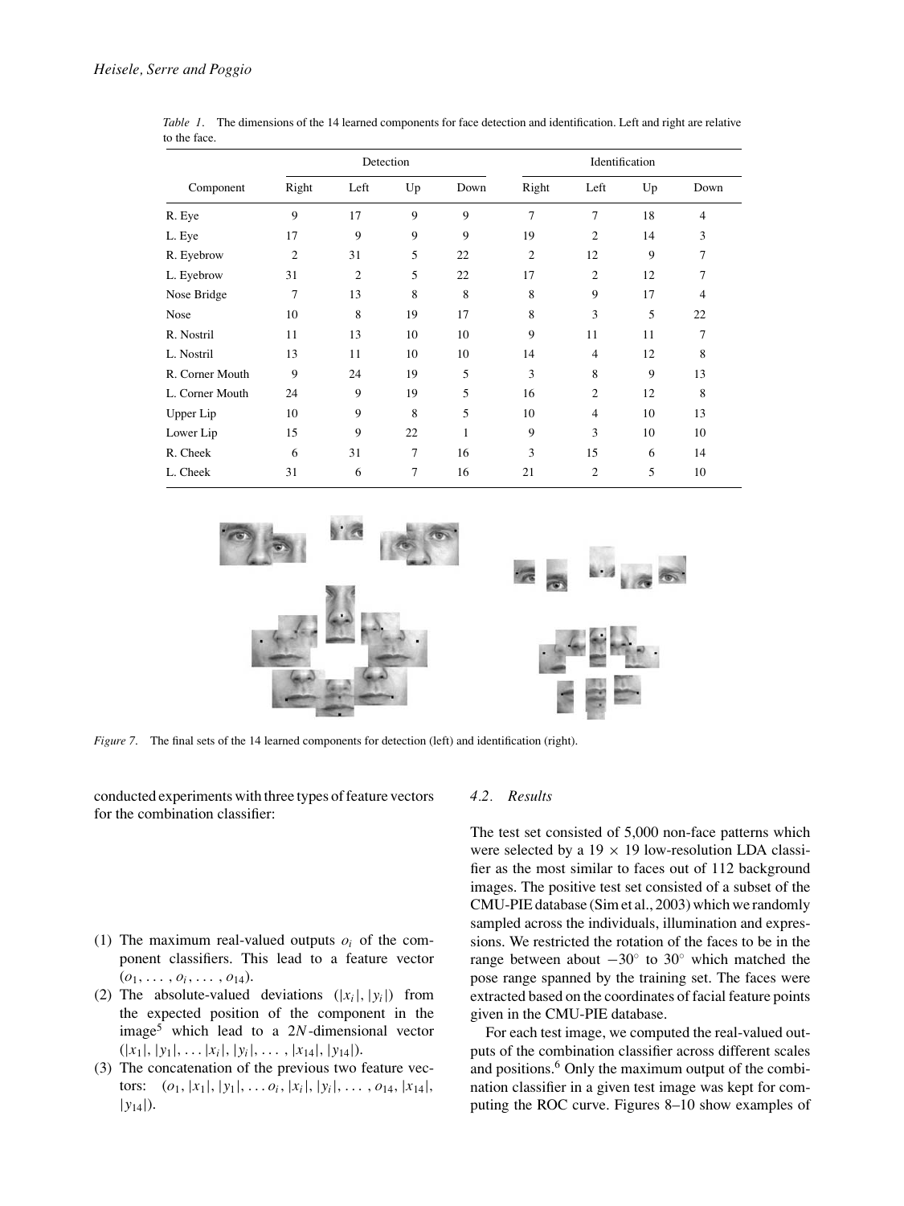*Table 1*. The dimensions of the 14 learned components for face detection and identification. Left and right are relative to the face.

| Component | Detection | | | | Identification | | | |
|---|---|---|---|---|---|---|---|---|
| | Right | Left | Up | Down | Right | Left | Up | Down |
| R. Eye | 9 | 17 | 9 | 9 | 7 | 7 | 18 | 4 |
| L. Eye | 17 | 9 | 9 | 9 | 19 | 2 | 14 | 3 |
| R. Eyebrow | 2 | 31 | 5 | 22 | 2 | 12 | 9 | 7 |
| L. Eyebrow | 31 | 2 | 5 | 22 | 17 | 2 | 12 | 7 |
| Nose Bridge | 7 | 13 | 8 | 8 | 8 | 9 | 17 | 4 |
| Nose | 10 | 8 | 19 | 17 | 8 | 3 | 5 | 22 |
| R. Nostril | 11 | 13 | 10 | 10 | 9 | 11 | 11 | 7 |
| L. Nostril | 13 | 11 | 10 | 10 | 14 | 4 | 12 | 8 |
| R. Corner Mouth | 9 | 24 | 19 | 5 | 3 | 8 | 9 | 13 |
| L. Corner Mouth | 24 | 9 | 19 | 5 | 16 | 2 | 12 | 8 |
| Upper Lip | 10 | 9 | 8 | 5 | 10 | 4 | 10 | 13 |
| Lower Lip | 15 | 9 | 22 | 1 | 9 | 3 | 10 | 10 |
| R. Cheek | 6 | 31 | 7 | 16 | 3 | 15 | 6 | 14 |
| L. Cheek | 31 | 6 | 7 | 16 | 21 | 2 | 5 | 10 |

*Figure 7*. The final sets of the 14 learned components for detection (left) and identification (right).

conducted experiments with three types of feature vectors for the combination classifier:

(1) The maximum real-valued outputs $o_i$ of the component classifiers. This lead to a feature vector $(o_1, \ldots, o_i, \ldots, o_{14})$.
(2) The absolute-valued deviations $(|x_i|, |y_i|)$ from the expected position of the component in the image[5] which lead to a $2N$-dimensional vector $(|x_1|, |y_1|, \ldots |x_i|, |y_i|, \ldots, |x_{14}|, |y_{14}|)$.
(3) The concatenation of the previous two feature vectors: $(o_1, |x_1|, |y_1|, \ldots o_i, |x_i|, |y_i|, \ldots, o_{14}, |x_{14}|, |y_{14}|)$.

### *4.2. Results*

The test set consisted of 5,000 non-face patterns which were selected by a $19 \times 19$ low-resolution LDA classifier as the most similar to faces out of 112 background images. The positive test set consisted of a subset of the CMU-PIE database (Sim et al., 2003) which we randomly sampled across the individuals, illumination and expressions. We restricted the rotation of the faces to be in the range between about $-30^\circ$ to $30^\circ$ which matched the pose range spanned by the training set. The faces were extracted based on the coordinates of facial feature points given in the CMU-PIE database.

For each test image, we computed the real-valued outputs of the combination classifier across different scales and positions.[6] Only the maximum output of the combination classifier in a given test image was kept for computing the ROC curve. Figures 8–10 show examples of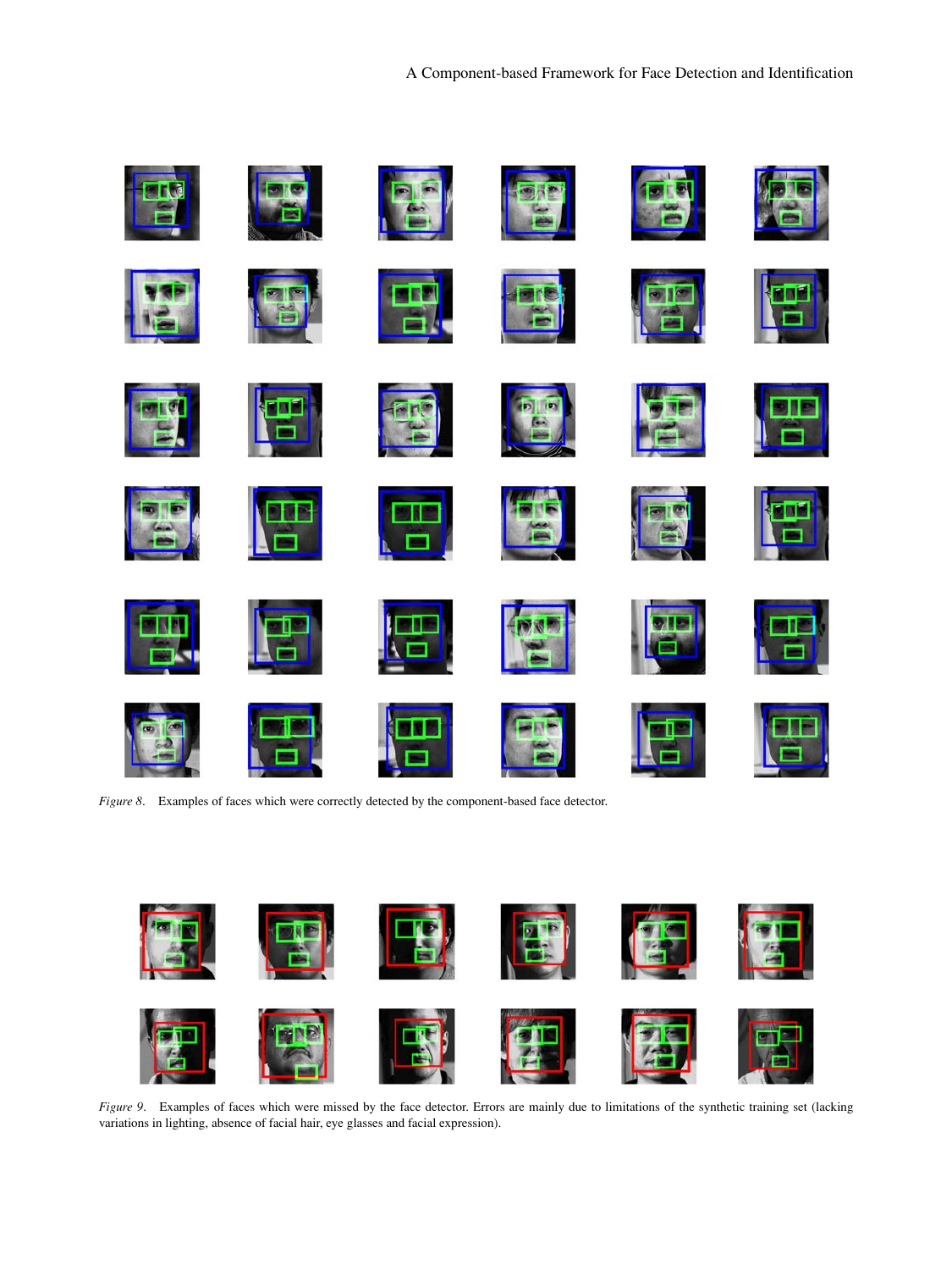*Figure 8*. Examples of faces which were correctly detected by the component-based face detector.

*Figure 9*. Examples of faces which were missed by the face detector. Errors are mainly due to limitations of the synthetic training set (lacking variations in lighting, absence of facial hair, eye glasses and facial expression).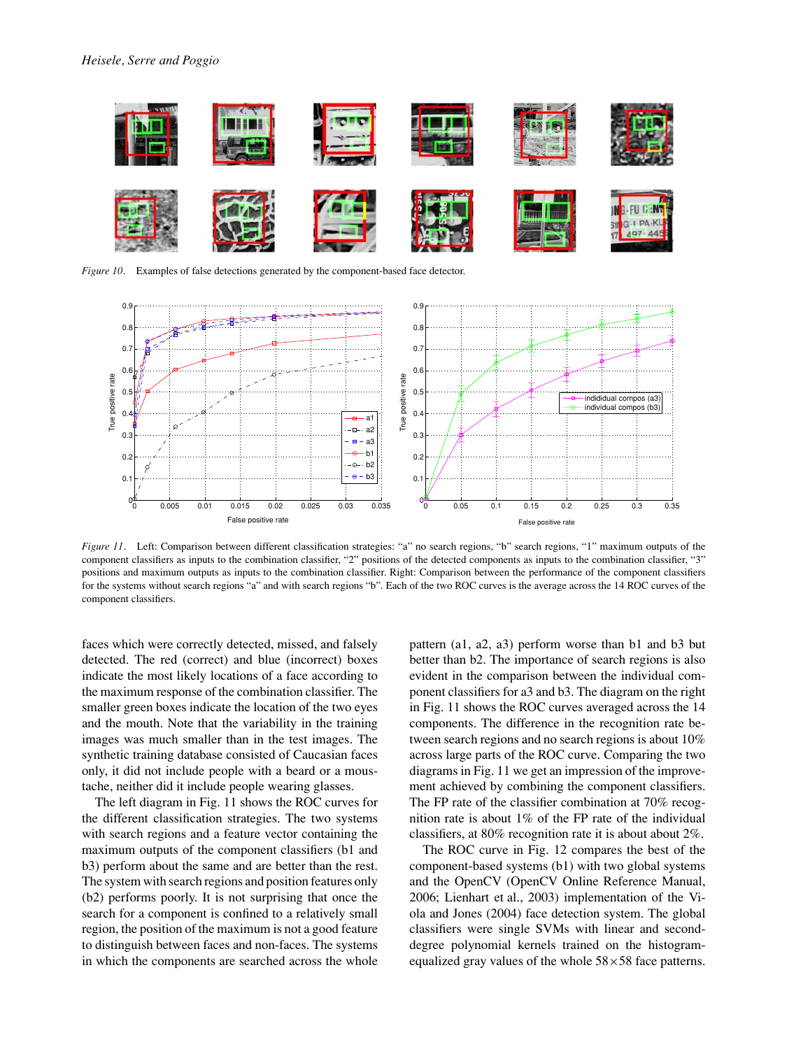*Figure 10*. Examples of false detections generated by the component-based face detector.

*Figure 11*. Left: Comparison between different classification strategies: "a" no search regions, "b" search regions, "1" maximum outputs of the component classifiers as inputs to the combination classifier, "2" positions of the detected components as inputs to the combination classifier, "3" positions and maximum outputs as inputs to the combination classifier. Right: Comparison between the performance of the component classifiers for the systems without search regions "a" and with search regions "b". Each of the two ROC curves is the average across the 14 ROC curves of the component classifiers.

faces which were correctly detected, missed, and falsely detected. The red (correct) and blue (incorrect) boxes indicate the most likely locations of a face according to the maximum response of the combination classifier. The smaller green boxes indicate the location of the two eyes and the mouth. Note that the variability in the training images was much smaller than in the test images. The synthetic training database consisted of Caucasian faces only, it did not include people with a beard or a moustache, neither did it include people wearing glasses.

The left diagram in Fig. 11 shows the ROC curves for the different classification strategies. The two systems with search regions and a feature vector containing the maximum outputs of the component classifiers (b1 and b3) perform about the same and are better than the rest. The system with search regions and position features only (b2) performs poorly. It is not surprising that once the search for a component is confined to a relatively small region, the position of the maximum is not a good feature to distinguish between faces and non-faces. The systems in which the components are searched across the whole pattern (a1, a2, a3) perform worse than b1 and b3 but better than b2. The importance of search regions is also evident in the comparison between the individual component classifiers for a3 and b3. The diagram on the right in Fig. 11 shows the ROC curves averaged across the 14 components. The difference in the recognition rate between search regions and no search regions is about 10% across large parts of the ROC curve. Comparing the two diagrams in Fig. 11 we get an impression of the improvement achieved by combining the component classifiers. The FP rate of the classifier combination at 70% recognition rate is about 1% of the FP rate of the individual classifiers, at 80% recognition rate it is about about 2%.

The ROC curve in Fig. 12 compares the best of the component-based systems (b1) with two global systems and the OpenCV (OpenCV Online Reference Manual, 2006; Lienhart et al., 2003) implementation of the Viola and Jones (2004) face detection system. The global classifiers were single SVMs with linear and second-degree polynomial kernels trained on the histogram-equalized gray values of the whole $58 \times 58$ face patterns.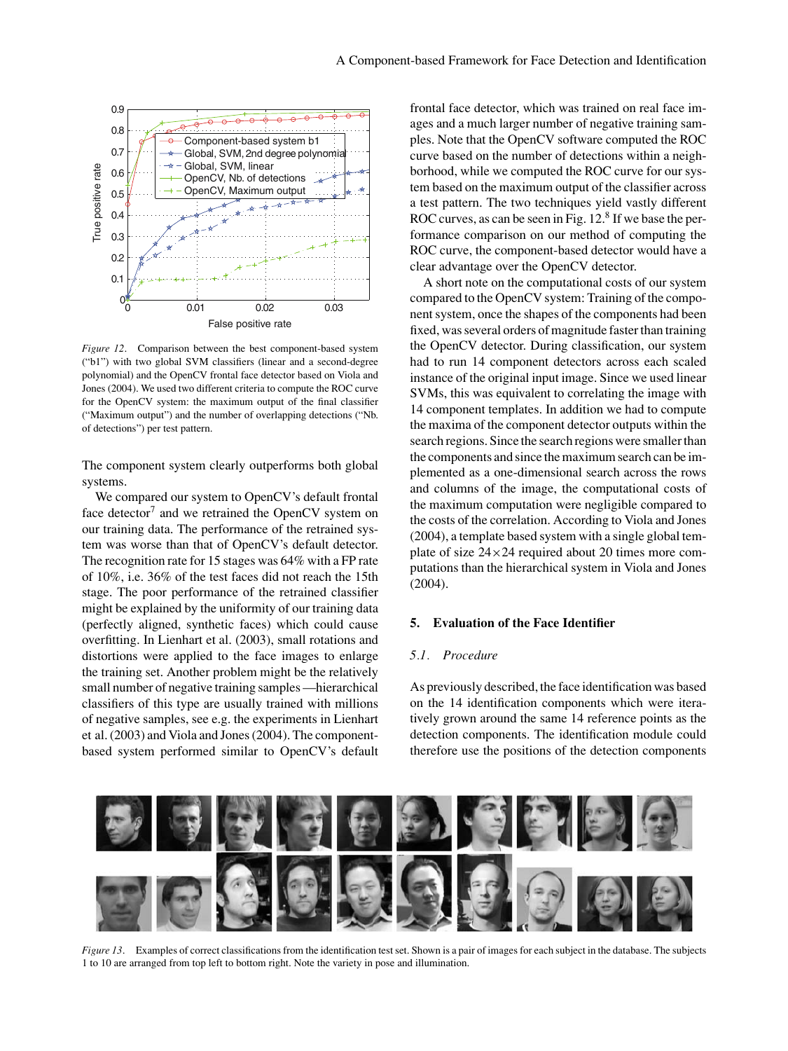*Figure 12*. Comparison between the best component-based system ("b1") with two global SVM classifiers (linear and a second-degree polynomial) and the OpenCV frontal face detector based on Viola and Jones (2004). We used two different criteria to compute the ROC curve for the OpenCV system: the maximum output of the final classifier ("Maximum output") and the number of overlapping detections ("Nb. of detections") per test pattern.

The component system clearly outperforms both global systems.

We compared our system to OpenCV's default frontal face detector[7] and we retrained the OpenCV system on our training data. The performance of the retrained system was worse than that of OpenCV's default detector. The recognition rate for 15 stages was 64% with a FP rate of 10%, i.e. 36% of the test faces did not reach the 15th stage. The poor performance of the retrained classifier might be explained by the uniformity of our training data (perfectly aligned, synthetic faces) which could cause overfitting. In Lienhart et al. (2003), small rotations and distortions were applied to the face images to enlarge the training set. Another problem might be the relatively small number of negative training samples —hierarchical classifiers of this type are usually trained with millions of negative samples, see e.g. the experiments in Lienhart et al. (2003) and Viola and Jones (2004). The component-based system performed similar to OpenCV's default frontal face detector, which was trained on real face images and a much larger number of negative training samples. Note that the OpenCV software computed the ROC curve based on the number of detections within a neighborhood, while we computed the ROC curve for our system based on the maximum output of the classifier across a test pattern. The two techniques yield vastly different ROC curves, as can be seen in Fig. 12.[8] If we base the performance comparison on our method of computing the ROC curve, the component-based detector would have a clear advantage over the OpenCV detector.

A short note on the computational costs of our system compared to the OpenCV system: Training of the component system, once the shapes of the components had been fixed, was several orders of magnitude faster than training the OpenCV detector. During classification, our system had to run 14 component detectors across each scaled instance of the original input image. Since we used linear SVMs, this was equivalent to correlating the image with 14 component templates. In addition we had to compute the maxima of the component detector outputs within the search regions. Since the search regions were smaller than the components and since the maximum search can be implemented as a one-dimensional search across the rows and columns of the image, the computational costs of the maximum computation were negligible compared to the costs of the correlation. According to Viola and Jones (2004), a template based system with a single global template of size $24 \times 24$ required about 20 times more computations than the hierarchical system in Viola and Jones (2004).

## 5. Evaluation of the Face Identifier

### *5.1. Procedure*

As previously described, the face identification was based on the 14 identification components which were iteratively grown around the same 14 reference points as the detection components. The identification module could therefore use the positions of the detection components

*Figure 13*. Examples of correct classifications from the identification test set. Shown is a pair of images for each subject in the database. The subjects 1 to 10 are arranged from top left to bottom right. Note the variety in pose and illumination.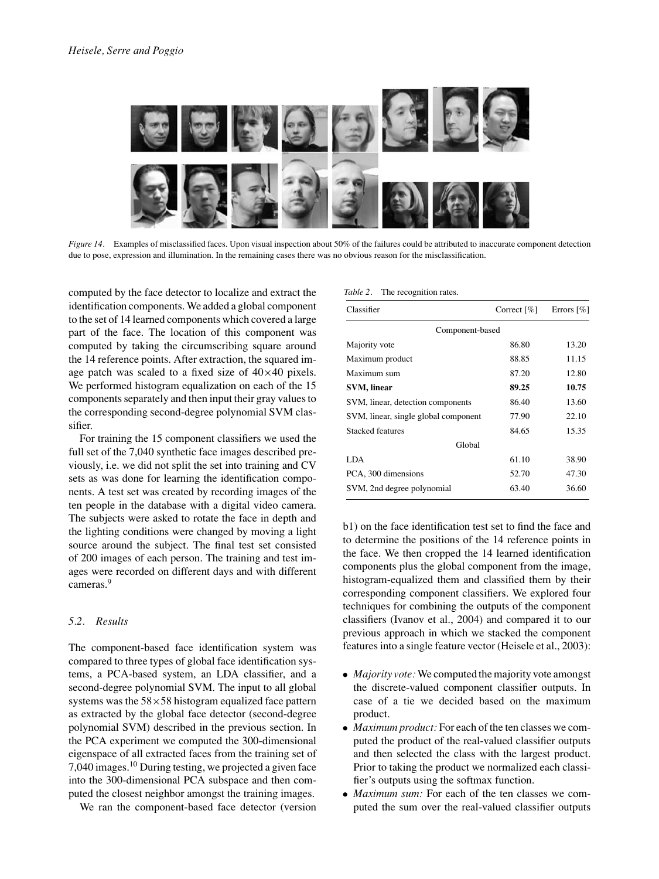*Figure 14*. Examples of misclassified faces. Upon visual inspection about 50% of the failures could be attributed to inaccurate component detection due to pose, expression and illumination. In the remaining cases there was no obvious reason for the misclassification.

computed by the face detector to localize and extract the identification components. We added a global component to the set of 14 learned components which covered a large part of the face. The location of this component was computed by taking the circumscribing square around the 14 reference points. After extraction, the squared image patch was scaled to a fixed size of $40 \times 40$ pixels. We performed histogram equalization on each of the 15 components separately and then input their gray values to the corresponding second-degree polynomial SVM classifier.

For training the 15 component classifiers we used the full set of the 7,040 synthetic face images described previously, i.e. we did not split the set into training and CV sets as was done for learning the identification components. A test set was created by recording images of the ten people in the database with a digital video camera. The subjects were asked to rotate the face in depth and the lighting conditions were changed by moving a light source around the subject. The final test set consisted of 200 images of each person. The training and test images were recorded on different days and with different cameras.[9]

### 5.2. Results

The component-based face identification system was compared to three types of global face identification systems, a PCA-based system, an LDA classifier, and a second-degree polynomial SVM. The input to all global systems was the $58 \times 58$ histogram equalized face pattern as extracted by the global face detector (second-degree polynomial SVM) described in the previous section. In the PCA experiment we computed the 300-dimensional eigenspace of all extracted faces from the training set of 7,040 images.[10] During testing, we projected a given face into the 300-dimensional PCA subspace and then computed the closest neighbor amongst the training images.

*Table 2*. The recognition rates.

| Classifier | Correct [%] | Errors [%] |
|---|---|---|
| Component-based | | |
| Majority vote | 86.80 | 13.20 |
| Maximum product | 88.85 | 11.15 |
| Maximum sum | 87.20 | 12.80 |
| **SVM, linear** | **89.25** | **10.75** |
| SVM, linear, detection components | 86.40 | 13.60 |
| SVM, linear, single global component | 77.90 | 22.10 |
| Stacked features | 84.65 | 15.35 |
| Global | | |
| LDA | 61.10 | 38.90 |
| PCA, 300 dimensions | 52.70 | 47.30 |
| SVM, 2nd degree polynomial | 63.40 | 36.60 |

We ran the component-based face detector (version b1) on the face identification test set to find the face and to determine the positions of the 14 reference points in the face. We then cropped the 14 learned identification components plus the global component from the image, histogram-equalized them and classified them by their corresponding component classifiers. We explored four techniques for combining the outputs of the component classifiers (Ivanov et al., 2004) and compared it to our previous approach in which we stacked the component features into a single feature vector (Heisele et al., 2003):

- *Majority vote:* We computed the majority vote amongst the discrete-valued component classifier outputs. In case of a tie we decided based on the maximum product.
- *Maximum product:* For each of the ten classes we computed the product of the real-valued classifier outputs and then selected the class with the largest product. Prior to taking the product we normalized each classifier's outputs using the softmax function.
- *Maximum sum:* For each of the ten classes we computed the sum over the real-valued classifier outputs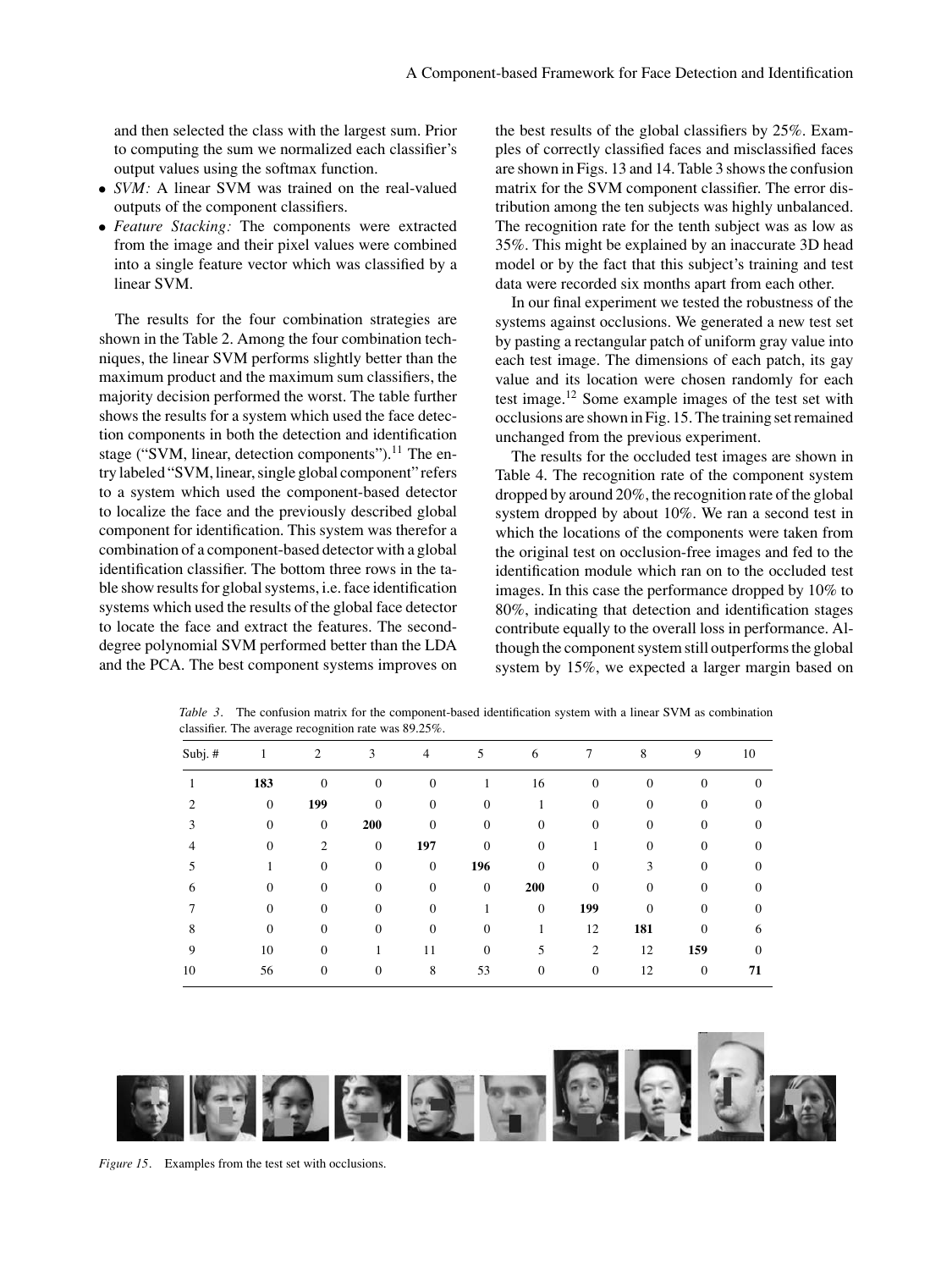and then selected the class with the largest sum. Prior to computing the sum we normalized each classifier's output values using the softmax function.

- *SVM:* A linear SVM was trained on the real-valued outputs of the component classifiers.
- *Feature Stacking:* The components were extracted from the image and their pixel values were combined into a single feature vector which was classified by a linear SVM.

The results for the four combination strategies are shown in the Table 2. Among the four combination techniques, the linear SVM performs slightly better than the maximum product and the maximum sum classifiers, the majority decision performed the worst. The table further shows the results for a system which used the face detection components in both the detection and identification stage ("SVM, linear, detection components").[11] The entry labeled "SVM, linear, single global component" refers to a system which used the component-based detector to localize the face and the previously described global component for identification. This system was therefor a combination of a component-based detector with a global identification classifier. The bottom three rows in the table show results for global systems, i.e. face identification systems which used the results of the global face detector to locate the face and extract the features. The second-degree polynomial SVM performed better than the LDA and the PCA. The best component systems improves on the best results of the global classifiers by 25%. Examples of correctly classified faces and misclassified faces are shown in Figs. 13 and 14. Table 3 shows the confusion matrix for the SVM component classifier. The error distribution among the ten subjects was highly unbalanced. The recognition rate for the tenth subject was as low as 35%. This might be explained by an inaccurate 3D head model or by the fact that this subject's training and test data were recorded six months apart from each other.

In our final experiment we tested the robustness of the systems against occlusions. We generated a new test set by pasting a rectangular patch of uniform gray value into each test image. The dimensions of each patch, its gay value and its location were chosen randomly for each test image.[12] Some example images of the test set with occlusions are shown in Fig. 15. The training set remained unchanged from the previous experiment.

The results for the occluded test images are shown in Table 4. The recognition rate of the component system dropped by around 20%, the recognition rate of the global system dropped by about 10%. We ran a second test in which the locations of the components were taken from the original test on occlusion-free images and fed to the identification module which ran on to the occluded test images. In this case the performance dropped by 10% to 80%, indicating that detection and identification stages contribute equally to the overall loss in performance. Although the component system still outperforms the global system by 15%, we expected a larger margin based on

*Table 3*. The confusion matrix for the component-based identification system with a linear SVM as combination classifier. The average recognition rate was 89.25%.

| Subj. # | 1 | 2 | 3 | 4 | 5 | 6 | 7 | 8 | 9 | 10 |
|---|---|---|---|---|---|---|---|---|---|---|
| 1 | **183** | 0 | 0 | 0 | 1 | 16 | 0 | 0 | 0 | 0 |
| 2 | 0 | **199** | 0 | 0 | 0 | 1 | 0 | 0 | 0 | 0 |
| 3 | 0 | 0 | **200** | 0 | 0 | 0 | 0 | 0 | 0 | 0 |
| 4 | 0 | 2 | 0 | **197** | 0 | 0 | 1 | 0 | 0 | 0 |
| 5 | 1 | 0 | 0 | 0 | **196** | 0 | 0 | 3 | 0 | 0 |
| 6 | 0 | 0 | 0 | 0 | 0 | **200** | 0 | 0 | 0 | 0 |
| 7 | 0 | 0 | 0 | 0 | 1 | 0 | **199** | 0 | 0 | 0 |
| 8 | 0 | 0 | 0 | 0 | 0 | 1 | 12 | **181** | 0 | 6 |
| 9 | 10 | 0 | 1 | 11 | 0 | 5 | 2 | 12 | **159** | 0 |
| 10 | 56 | 0 | 0 | 8 | 53 | 0 | 0 | 12 | 0 | **71** |

*Figure 15*. Examples from the test set with occlusions.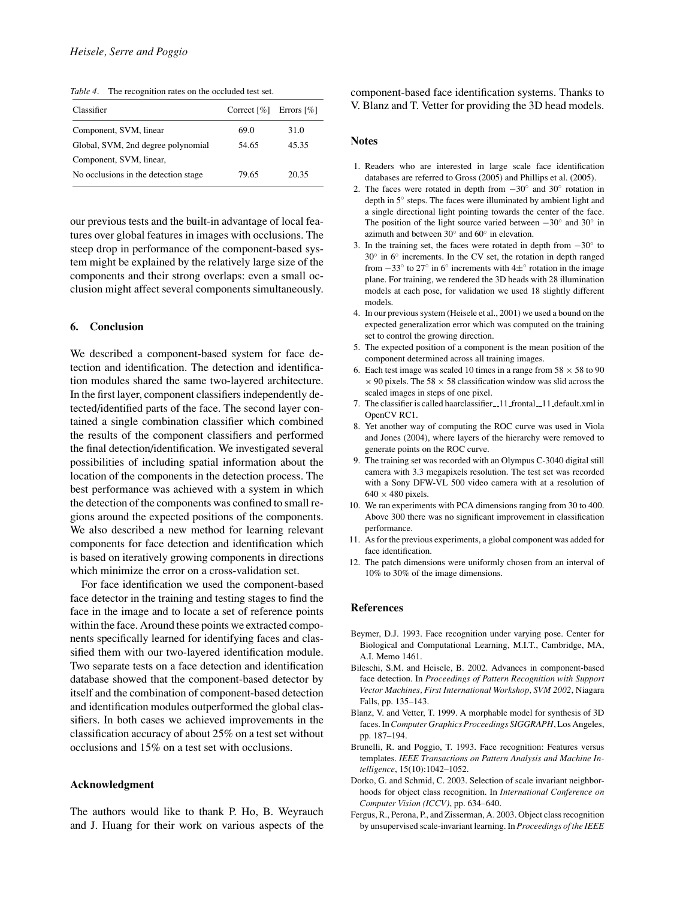*Table 4*. The recognition rates on the occluded test set.

| Classifier | Correct [%] | Errors [%] |
|---|---|---|
| Component, SVM, linear | 69.0 | 31.0 |
| Global, SVM, 2nd degree polynomial | 54.65 | 45.35 |
| Component, SVM, linear, No occlusions in the detection stage | 79.65 | 20.35 |

our previous tests and the built-in advantage of local features over global features in images with occlusions. The steep drop in performance of the component-based system might be explained by the relatively large size of the components and their strong overlaps: even a small occlusion might affect several components simultaneously.

## 6. Conclusion

We described a component-based system for face detection and identification. The detection and identification modules shared the same two-layered architecture. In the first layer, component classifiers independently detected/identified parts of the face. The second layer contained a single combination classifier which combined the results of the component classifiers and performed the final detection/identification. We investigated several possibilities of including spatial information about the location of the components in the detection process. The best performance was achieved with a system in which the detection of the components was confined to small regions around the expected positions of the components. We also described a new method for learning relevant components for face detection and identification which is based on iteratively growing components in directions which minimize the error on a cross-validation set.

For face identification we used the component-based face detector in the training and testing stages to find the face in the image and to locate a set of reference points within the face. Around these points we extracted components specifically learned for identifying faces and classified them with our two-layered identification module. Two separate tests on a face detection and identification database showed that the component-based detector by itself and the combination of component-based detection and identification modules outperformed the global classifiers. In both cases we achieved improvements in the classification accuracy of about 25% on a test set without occlusions and 15% on a test set with occlusions.

## Acknowledgment

The authors would like to thank P. Ho, B. Weyrauch and J. Huang for their work on various aspects of the component-based face identification systems. Thanks to V. Blanz and T. Vetter for providing the 3D head models.

## Notes

1. Readers who are interested in large scale face identification databases are referred to Gross (2005) and Phillips et al. (2005).
2. The faces were rotated in depth from $-30^\circ$ and $30^\circ$ rotation in depth in $5^\circ$ steps. The faces were illuminated by ambient light and a single directional light pointing towards the center of the face. The position of the light source varied between $-30^\circ$ and $30^\circ$ in azimuth and between $30^\circ$ and $60^\circ$ in elevation.
3. In the training set, the faces were rotated in depth from $-30^\circ$ to $30^\circ$ in $6^\circ$ increments. In the CV set, the rotation in depth ranged from $-33^\circ$ to $27^\circ$ in $6^\circ$ increments with $4\pm^\circ$ rotation in the image plane. For training, we rendered the 3D heads with 28 illumination models at each pose, for validation we used 18 slightly different models.
4. In our previous system (Heisele et al., 2001) we used a bound on the expected generalization error which was computed on the training set to control the growing direction.
5. The expected position of a component is the mean position of the component determined across all training images.
6. Each test image was scaled 10 times in a range from $58 \times 58$ to $90 \times 90$ pixels. The $58 \times 58$ classification window was slid across the scaled images in steps of one pixel.
7. The classifier is called haarclassifier\_\_11\_frontal\_\_11\_default.xml in OpenCV RC1.
8. Yet another way of computing the ROC curve was used in Viola and Jones (2004), where layers of the hierarchy were removed to generate points on the ROC curve.
9. The training set was recorded with an Olympus C-3040 digital still camera with 3.3 megapixels resolution. The test set was recorded with a Sony DFW-VL 500 video camera with at a resolution of $640 \times 480$ pixels.
10. We ran experiments with PCA dimensions ranging from 30 to 400. Above 300 there was no significant improvement in classification performance.
11. As for the previous experiments, a global component was added for face identification.
12. The patch dimensions were uniformly chosen from an interval of 10% to 30% of the image dimensions.

## References

Beymer, D.J. 1993. Face recognition under varying pose. Center for Biological and Computational Learning, M.I.T., Cambridge, MA, A.I. Memo 1461.

Bileschi, S.M. and Heisele, B. 2002. Advances in component-based face detection. In *Proceedings of Pattern Recognition with Support Vector Machines, First International Workshop, SVM 2002*, Niagara Falls, pp. 135–143.

Blanz, V. and Vetter, T. 1999. A morphable model for synthesis of 3D faces. In *Computer Graphics Proceedings SIGGRAPH*, Los Angeles, pp. 187–194.

Brunelli, R. and Poggio, T. 1993. Face recognition: Features versus templates. *IEEE Transactions on Pattern Analysis and Machine Intelligence*, 15(10):1042–1052.

Dorko, G. and Schmid, C. 2003. Selection of scale invariant neighborhoods for object class recognition. In *International Conference on Computer Vision (ICCV)*, pp. 634–640.

Fergus, R., Perona, P., and Zisserman, A. 2003. Object class recognition by unsupervised scale-invariant learning. In *Proceedings of the IEEE*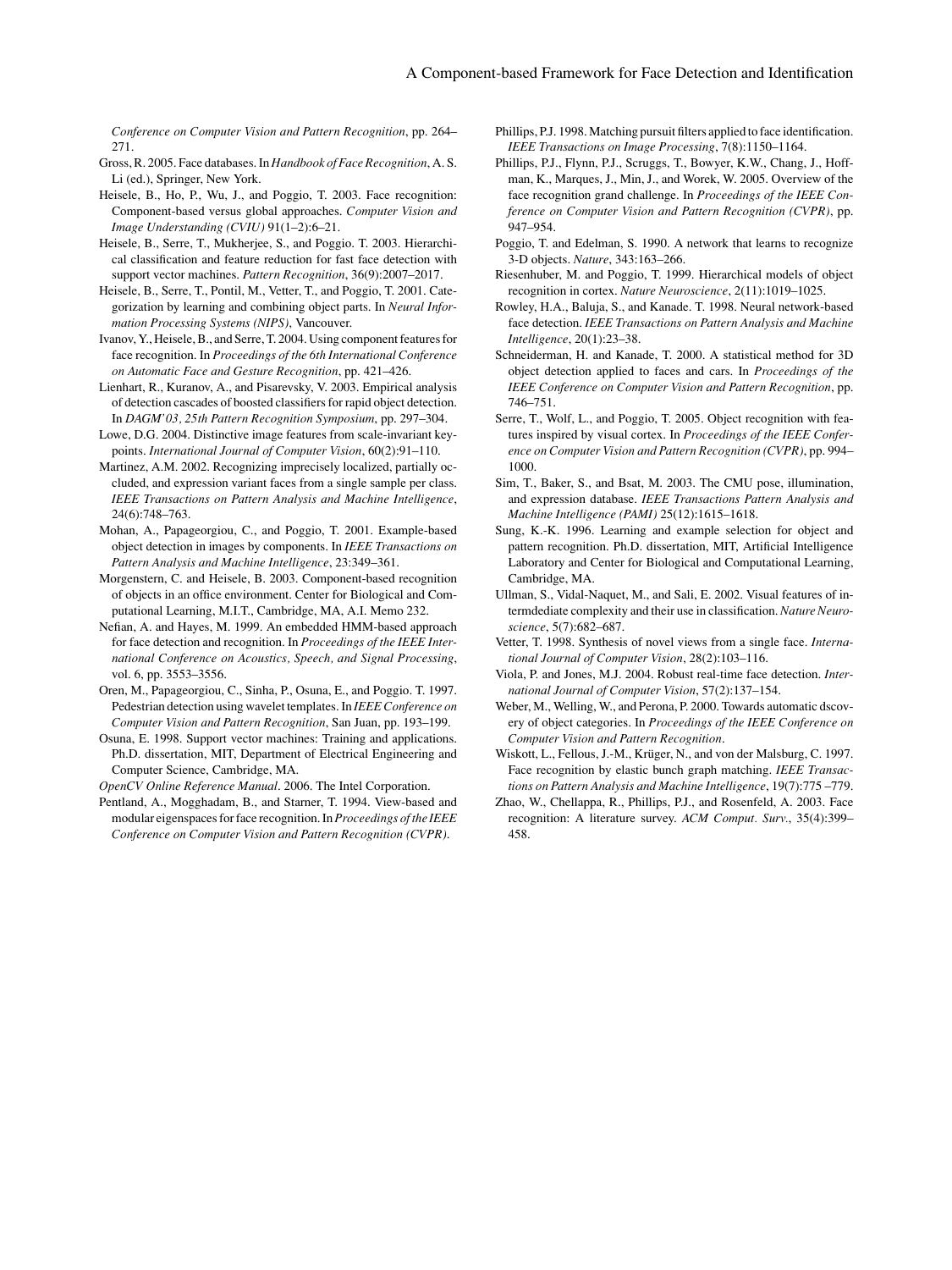*Conference on Computer Vision and Pattern Recognition*, pp. 264–271.

Gross, R. 2005. Face databases. In *Handbook of Face Recognition*, A. S. Li (ed.), Springer, New York.

Heisele, B., Ho, P., Wu, J., and Poggio, T. 2003. Face recognition: Component-based versus global approaches. *Computer Vision and Image Understanding (CVIU)* 91(1–2):6–21.

Heisele, B., Serre, T., Mukherjee, S., and Poggio. T. 2003. Hierarchical classification and feature reduction for fast face detection with support vector machines. *Pattern Recognition*, 36(9):2007–2017.

Heisele, B., Serre, T., Pontil, M., Vetter, T., and Poggio, T. 2001. Categorization by learning and combining object parts. In *Neural Information Processing Systems (NIPS)*, Vancouver.

Ivanov, Y., Heisele, B., and Serre, T. 2004. Using component features for face recognition. In *Proceedings of the 6th International Conference on Automatic Face and Gesture Recognition*, pp. 421–426.

Lienhart, R., Kuranov, A., and Pisarevsky, V. 2003. Empirical analysis of detection cascades of boosted classifiers for rapid object detection. In *DAGM'03, 25th Pattern Recognition Symposium*, pp. 297–304.

Lowe, D.G. 2004. Distinctive image features from scale-invariant keypoints. *International Journal of Computer Vision*, 60(2):91–110.

Martinez, A.M. 2002. Recognizing imprecisely localized, partially occluded, and expression variant faces from a single sample per class. *IEEE Transactions on Pattern Analysis and Machine Intelligence*, 24(6):748–763.

Mohan, A., Papageorgiou, C., and Poggio, T. 2001. Example-based object detection in images by components. In *IEEE Transactions on Pattern Analysis and Machine Intelligence*, 23:349–361.

Morgenstern, C. and Heisele, B. 2003. Component-based recognition of objects in an office environment. Center for Biological and Computational Learning, M.I.T., Cambridge, MA, A.I. Memo 232.

Nefian, A. and Hayes, M. 1999. An embedded HMM-based approach for face detection and recognition. In *Proceedings of the IEEE International Conference on Acoustics, Speech, and Signal Processing*, vol. 6, pp. 3553–3556.

Oren, M., Papageorgiou, C., Sinha, P., Osuna, E., and Poggio. T. 1997. Pedestrian detection using wavelet templates. In *IEEE Conference on Computer Vision and Pattern Recognition*, San Juan, pp. 193–199.

Osuna, E. 1998. Support vector machines: Training and applications. Ph.D. dissertation, MIT, Department of Electrical Engineering and Computer Science, Cambridge, MA.

*OpenCV Online Reference Manual*. 2006. The Intel Corporation.

Pentland, A., Mogghadam, B., and Starner, T. 1994. View-based and modular eigenspaces for face recognition. In *Proceedings of the IEEE Conference on Computer Vision and Pattern Recognition (CVPR)*.

Phillips, P.J. 1998. Matching pursuit filters applied to face identification. *IEEE Transactions on Image Processing*, 7(8):1150–1164.

Phillips, P.J., Flynn, P.J., Scruggs, T., Bowyer, K.W., Chang, J., Hoffman, K., Marques, J., Min, J., and Worek, W. 2005. Overview of the face recognition grand challenge. In *Proceedings of the IEEE Conference on Computer Vision and Pattern Recognition (CVPR)*, pp. 947–954.

Poggio, T. and Edelman, S. 1990. A network that learns to recognize 3-D objects. *Nature*, 343:163–266.

Riesenhuber, M. and Poggio, T. 1999. Hierarchical models of object recognition in cortex. *Nature Neuroscience*, 2(11):1019–1025.

Rowley, H.A., Baluja, S., and Kanade. T. 1998. Neural network-based face detection. *IEEE Transactions on Pattern Analysis and Machine Intelligence*, 20(1):23–38.

Schneiderman, H. and Kanade, T. 2000. A statistical method for 3D object detection applied to faces and cars. In *Proceedings of the IEEE Conference on Computer Vision and Pattern Recognition*, pp. 746–751.

Serre, T., Wolf, L., and Poggio, T. 2005. Object recognition with features inspired by visual cortex. In *Proceedings of the IEEE Conference on Computer Vision and Pattern Recognition (CVPR)*, pp. 994–1000.

Sim, T., Baker, S., and Bsat, M. 2003. The CMU pose, illumination, and expression database. *IEEE Transactions Pattern Analysis and Machine Intelligence (PAMI)* 25(12):1615–1618.

Sung, K.-K. 1996. Learning and example selection for object and pattern recognition. Ph.D. dissertation, MIT, Artificial Intelligence Laboratory and Center for Biological and Computational Learning, Cambridge, MA.

Ullman, S., Vidal-Naquet, M., and Sali, E. 2002. Visual features of intermdediate complexity and their use in classification. *Nature Neuroscience*, 5(7):682–687.

Vetter, T. 1998. Synthesis of novel views from a single face. *International Journal of Computer Vision*, 28(2):103–116.

Viola, P. and Jones, M.J. 2004. Robust real-time face detection. *International Journal of Computer Vision*, 57(2):137–154.

Weber, M., Welling, W., and Perona, P. 2000. Towards automatic dscovery of object categories. In *Proceedings of the IEEE Conference on Computer Vision and Pattern Recognition*.

Wiskott, L., Fellous, J.-M., Krüger, N., and von der Malsburg, C. 1997. Face recognition by elastic bunch graph matching. *IEEE Transactions on Pattern Analysis and Machine Intelligence*, 19(7):775 –779.

Zhao, W., Chellappa, R., Phillips, P.J., and Rosenfeld, A. 2003. Face recognition: A literature survey. *ACM Comput. Surv.*, 35(4):399–458.